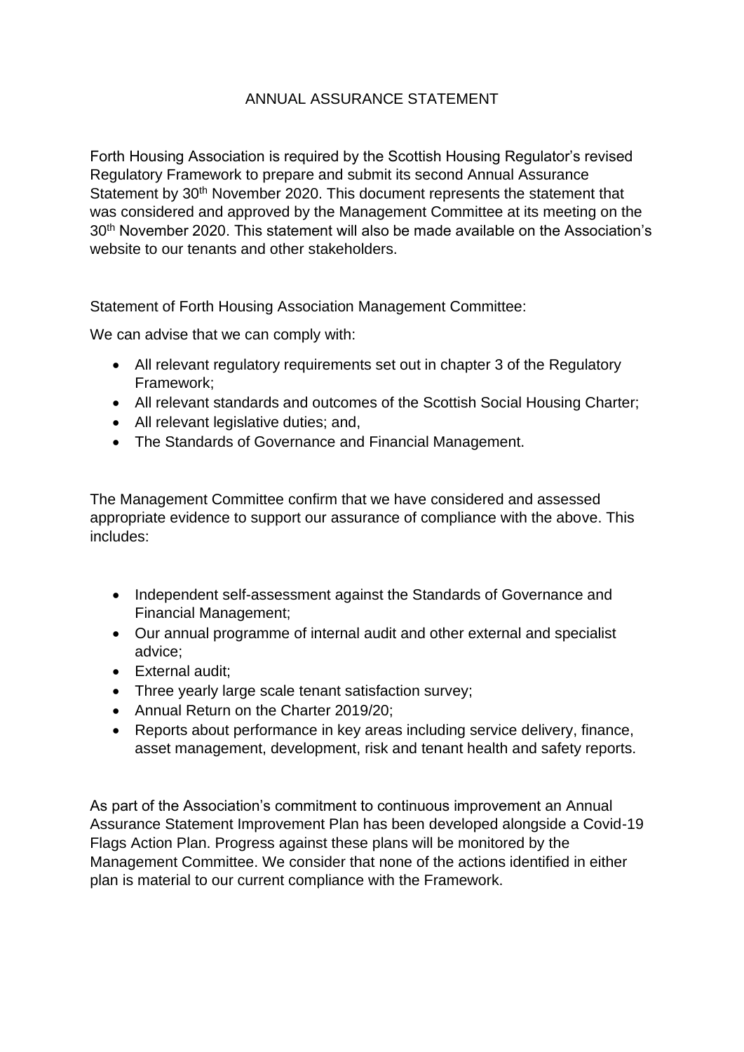# ANNUAL ASSURANCE STATEMENT

Forth Housing Association is required by the Scottish Housing Regulator's revised Regulatory Framework to prepare and submit its second Annual Assurance Statement by 30th November 2020. This document represents the statement that was considered and approved by the Management Committee at its meeting on the 30th November 2020. This statement will also be made available on the Association's website to our tenants and other stakeholders.

Statement of Forth Housing Association Management Committee:

We can advise that we can comply with:

- All relevant regulatory requirements set out in chapter 3 of the Regulatory Framework;
- All relevant standards and outcomes of the Scottish Social Housing Charter;
- All relevant legislative duties; and,
- The Standards of Governance and Financial Management.

The Management Committee confirm that we have considered and assessed appropriate evidence to support our assurance of compliance with the above. This includes:

- Independent self-assessment against the Standards of Governance and Financial Management;
- Our annual programme of internal audit and other external and specialist advice;
- External audit;
- Three yearly large scale tenant satisfaction survey;
- Annual Return on the Charter 2019/20;
- Reports about performance in key areas including service delivery, finance, asset management, development, risk and tenant health and safety reports.

As part of the Association's commitment to continuous improvement an Annual Assurance Statement Improvement Plan has been developed alongside a Covid-19 Flags Action Plan. Progress against these plans will be monitored by the Management Committee. We consider that none of the actions identified in either plan is material to our current compliance with the Framework.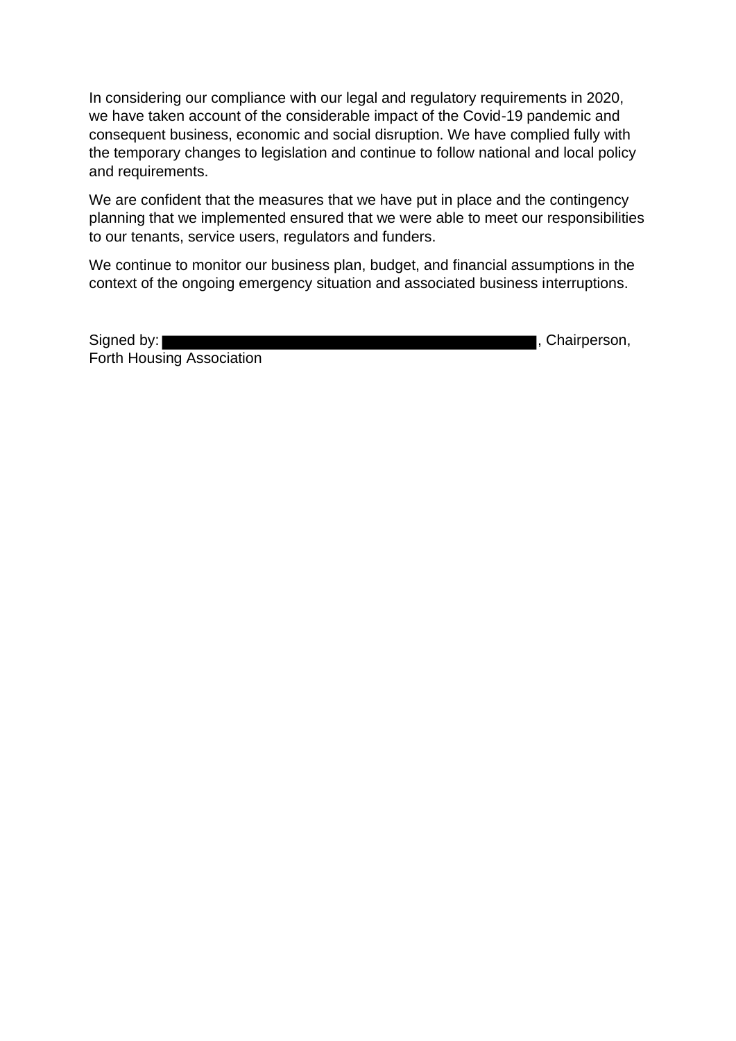In considering our compliance with our legal and regulatory requirements in 2020, we have taken account of the considerable impact of the Covid-19 pandemic and consequent business, economic and social disruption. We have complied fully with the temporary changes to legislation and continue to follow national and local policy and requirements.

We are confident that the measures that we have put in place and the contingency planning that we implemented ensured that we were able to meet our responsibilities to our tenants, service users, regulators and funders.

We continue to monitor our business plan, budget, and financial assumptions in the context of the ongoing emergency situation and associated business interruptions.

Signed by: [REDACTED], Chairperson, Forth Housing Association